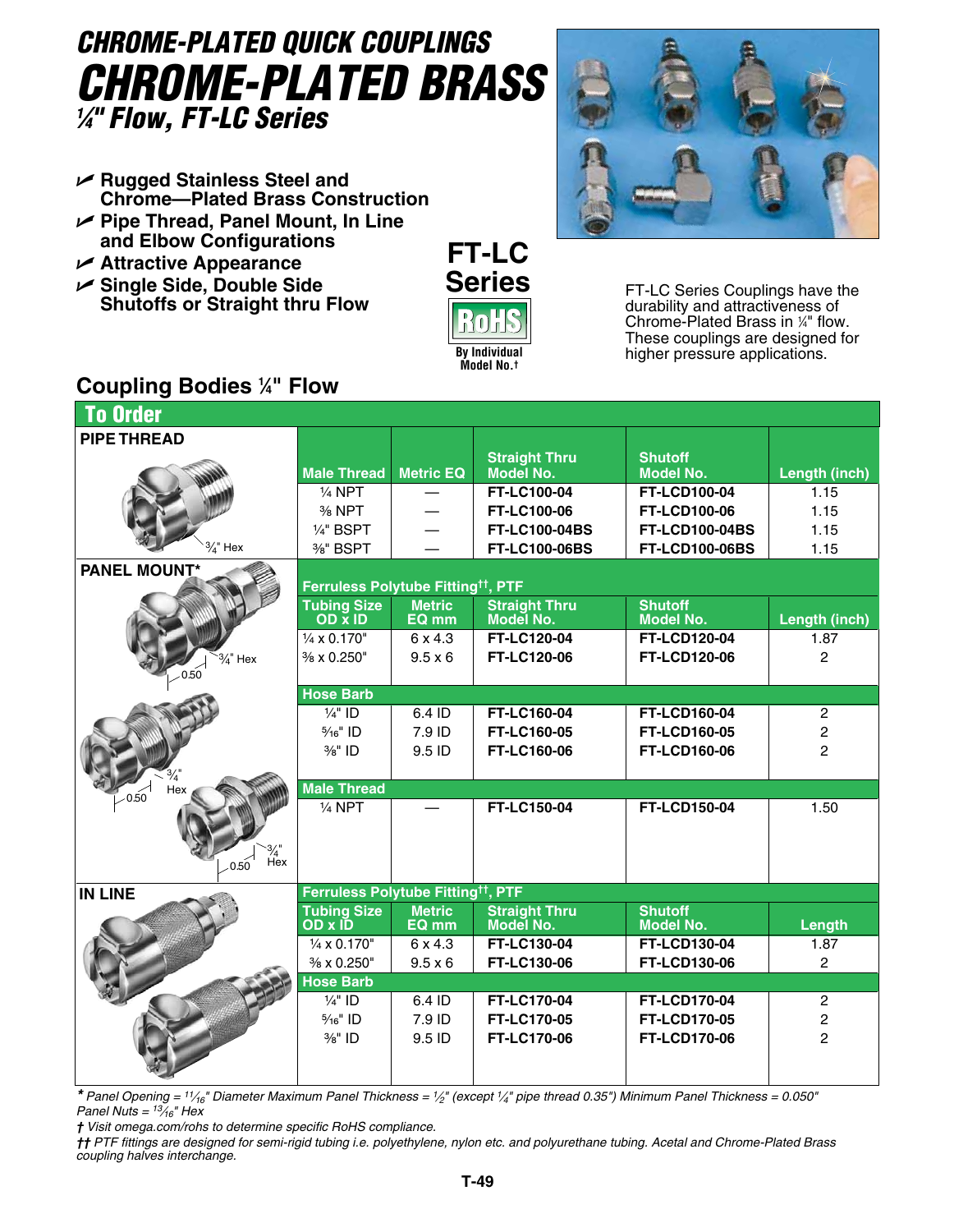# CHROME-PLATED QUICK COUPLINGS

# CHROME-PLATED BRASS

## ¼" Flow, FT-LC Series

- Rugged Stainless Steel and Chrome—Plated Brass Construction
- Pipe Thread, Panel Mount, In Line and Elbow Configurations
- Attractive Appearance
- Single Side, Double Side Shutoffs or Straight thru Flow

**FT-LC Series**

RoHS By Individual Model No.†

FT-LC Series Couplings have the durability and attractiveness of Chrome-Plated Brass in ¼" flow. These couplings are designed for higher pressure applications.

## Coupling Bodies ¼" Flow

### To Order

**PIPE THREAD** (¾" Hex)

| Male Thread | Metric EQ | Straight Thru Model No. | Shutoff Model No. | Length (inch) |
|---|---|---|---|---|
| ¼ NPT | — | **FT-LC100-04** | **FT-LCD100-04** | 1.15 |
| ⅜ NPT | — | **FT-LC100-06** | **FT-LCD100-06** | 1.15 |
| ¼" BSPT | — | **FT-LC100-04BS** | **FT-LCD100-04BS** | 1.15 |
| ⅜" BSPT | — | **FT-LC100-06BS** | **FT-LCD100-06BS** | 1.15 |

**PANEL MOUNT*** (¾" Hex, 0.50)

| Ferruless Polytube Fitting††, PTF | | | | |
|---|---|---|---|---|
| **Tubing Size OD x ID** | **Metric EQ mm** | **Straight Thru Model No.** | **Shutoff Model No.** | **Length (inch)** |
| ¼ x 0.170" | 6 x 4.3 | **FT-LC120-04** | **FT-LCD120-04** | 1.87 |
| ⅜ x 0.250" | 9.5 x 6 | **FT-LC120-06** | **FT-LCD120-06** | 2 |
| **Hose Barb** | | | | |
| ¼" ID | 6.4 ID | **FT-LC160-04** | **FT-LCD160-04** | 2 |
| 5/16" ID | 7.9 ID | **FT-LC160-05** | **FT-LCD160-05** | 2 |
| ⅜" ID | 9.5 ID | **FT-LC160-06** | **FT-LCD160-06** | 2 |
| **Male Thread** | | | | |
| ¼ NPT | — | **FT-LC150-04** | **FT-LCD150-04** | 1.50 |

**IN LINE**

| Ferruless Polytube Fitting††, PTF | | | | |
|---|---|---|---|---|
| **Tubing Size OD x ID** | **Metric EQ mm** | **Straight Thru Model No.** | **Shutoff Model No.** | **Length** |
| ¼ x 0.170" | 6 x 4.3 | **FT-LC130-04** | **FT-LCD130-04** | 1.87 |
| ⅜ x 0.250" | 9.5 x 6 | **FT-LC130-06** | **FT-LCD130-06** | 2 |
| **Hose Barb** | | | | |
| ¼" ID | 6.4 ID | **FT-LC170-04** | **FT-LCD170-04** | 2 |
| 5/16" ID | 7.9 ID | **FT-LC170-05** | **FT-LCD170-05** | 2 |
| ⅜" ID | 9.5 ID | **FT-LC170-06** | **FT-LCD170-06** | 2 |

*\* Panel Opening = 11/16" Diameter Maximum Panel Thickness = ½" (except ¼" pipe thread 0.35") Minimum Panel Thickness = 0.050" Panel Nuts = 13/16" Hex*

*† Visit omega.com/rohs to determine specific RoHS compliance.*

*†† PTF fittings are designed for semi-rigid tubing i.e. polyethylene, nylon etc. and polyurethane tubing. Acetal and Chrome-Plated Brass coupling halves interchange.*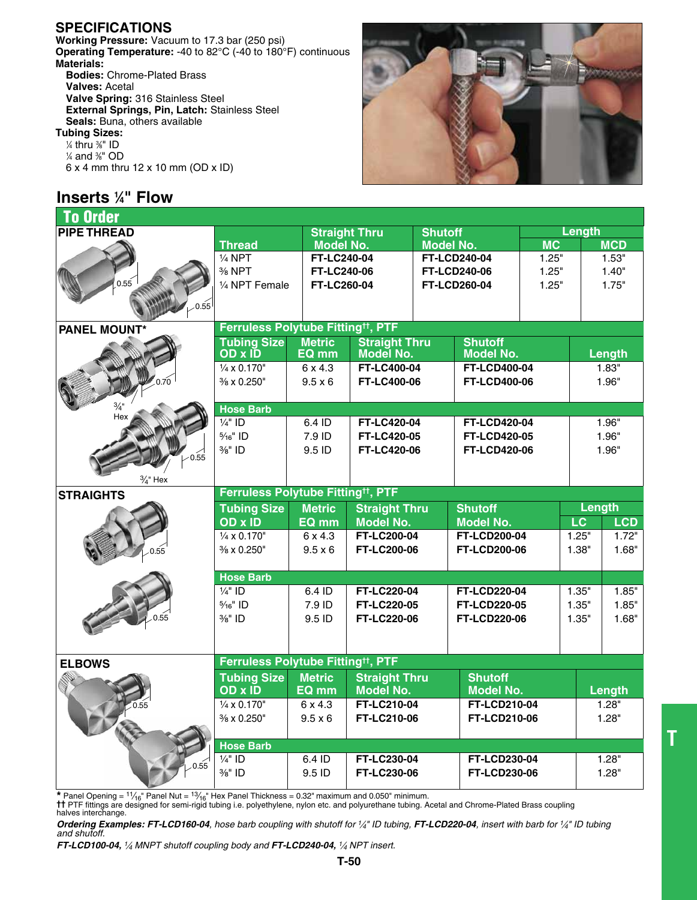## SPECIFICATIONS

**Working Pressure:** Vacuum to 17.3 bar (250 psi)
**Operating Temperature:** -40 to 82°C (-40 to 180°F) continuous
**Materials:**
- **Bodies:** Chrome-Plated Brass
- **Valves:** Acetal
- **Valve Spring:** 316 Stainless Steel
- **External Springs, Pin, Latch:** Stainless Steel
- **Seals:** Buna, others available

**Tubing Sizes:**
- ¼ thru ⅜" ID
- ¼ and ⅜" OD
- 6 x 4 mm thru 12 x 10 mm (OD x ID)

## Inserts ¼" Flow

### To Order

**PIPE THREAD**

0.55

0.55

| Thread | Straight Thru Model No. | Shutoff Model No. | Length MC | Length MCD |
|---|---|---|---|---|
| ¼ NPT | FT-LC240-04 | FT-LCD240-04 | 1.25" | 1.53" |
| ⅜ NPT | FT-LC240-06 | FT-LCD240-06 | 1.25" | 1.40" |
| ¼ NPT Female | FT-LC260-04 | FT-LCD260-04 | 1.25" | 1.75" |

**PANEL MOUNT***

0.70

¾" Hex

0.55

¾" Hex

| Tubing Size OD x ID | Metric EQ mm | Straight Thru Model No. | Shutoff Model No. | Length |
|---|---|---|---|---|
| **Ferruless Polytube Fitting††, PTF** | | | | |
| ¼ x 0.170" | 6 x 4.3 | FT-LC400-04 | FT-LCD400-04 | 1.83" |
| ⅜ x 0.250" | 9.5 x 6 | FT-LC400-06 | FT-LCD400-06 | 1.96" |
| **Hose Barb** | | | | |
| ¼" ID | 6.4 ID | FT-LC420-04 | FT-LCD420-04 | 1.96" |
| 5⁄16" ID | 7.9 ID | FT-LC420-05 | FT-LCD420-05 | 1.96" |
| ⅜" ID | 9.5 ID | FT-LC420-06 | FT-LCD420-06 | 1.96" |

**STRAIGHTS**

0.55

0.55

| Tubing Size OD x ID | Metric EQ mm | Straight Thru Model No. | Shutoff Model No. | Length LC | Length LCD |
|---|---|---|---|---|---|
| **Ferruless Polytube Fitting††, PTF** | | | | | |
| ¼ x 0.170" | 6 x 4.3 | FT-LC200-04 | FT-LCD200-04 | 1.25" | 1.72" |
| ⅜ x 0.250" | 9.5 x 6 | FT-LC200-06 | FT-LCD200-06 | 1.38" | 1.68" |
| **Hose Barb** | | | | | |
| ¼" ID | 6.4 ID | FT-LC220-04 | FT-LCD220-04 | 1.35" | 1.85" |
| 5⁄16" ID | 7.9 ID | FT-LC220-05 | FT-LCD220-05 | 1.35" | 1.85" |
| ⅜" ID | 9.5 ID | FT-LC220-06 | FT-LCD220-06 | 1.35" | 1.68" |

**ELBOWS**

0.55

0.55

| Tubing Size OD x ID | Metric EQ mm | Straight Thru Model No. | Shutoff Model No. | Length |
|---|---|---|---|---|
| **Ferruless Polytube Fitting††, PTF** | | | | |
| ¼ x 0.170" | 6 x 4.3 | FT-LC210-04 | FT-LCD210-04 | 1.28" |
| ⅜ x 0.250" | 9.5 x 6 | FT-LC210-06 | FT-LCD210-06 | 1.28" |
| **Hose Barb** | | | | |
| ¼" ID | 6.4 ID | FT-LC230-04 | FT-LCD230-04 | 1.28" |
| ⅜" ID | 9.5 ID | FT-LC230-06 | FT-LCD230-06 | 1.28" |

\* Panel Opening = 11⁄16" Panel Nut = 13⁄16" Hex Panel Thickness = 0.32" maximum and 0.050" minimum.
†† PTF fittings are designed for semi-rigid tubing i.e. polyethylene, nylon etc. and polyurethane tubing. Acetal and Chrome-Plated Brass coupling halves interchange.

***Ordering Examples:*** ***FT-LCD160-04****, hose barb coupling with shutoff for ¼" ID tubing,* ***FT-LCD220-04****, insert with barb for ¼" ID tubing and shutoff.*

***FT-LCD100-04****, ¼ MNPT shutoff coupling body and* ***FT-LCD240-04****, ¼ NPT insert.*